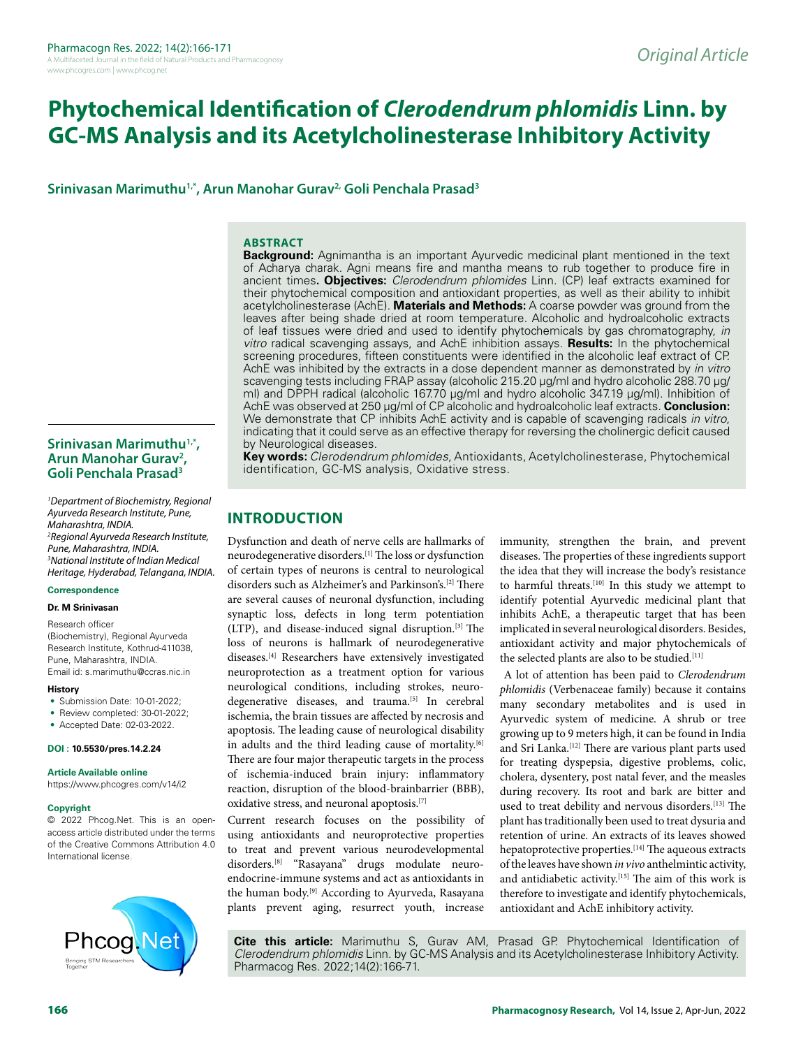# Phytochemical Identification of *Clerodendrum phlomidis* Linn. by GC-MS Analysis and its Acetylcholinesterase Inhibitory Activity

**Srinivasan Marimuthu[1,*], Arun Manohar Gurav[2], Goli Penchala Prasad[3]**

[1]*Department of Biochemistry, Regional Ayurveda Research Institute, Pune, Maharashtra, INDIA.*
[2]*Regional Ayurveda Research Institute, Pune, Maharashtra, INDIA.*
[3]*National Institute of Indian Medical Heritage, Hyderabad, Telangana, INDIA.*

**Correspondence**

**Dr. M Srinivasan**

Research officer (Biochemistry), Regional Ayurveda Research Institute, Kothrud-411038, Pune, Maharashtra, INDIA.
Email id: s.marimuthu@ccras.nic.in

**History**

- Submission Date: 10-01-2022;
- Review completed: 30-01-2022;
- Accepted Date: 02-03-2022.

**DOI : 10.5530/pres.14.2.24**

**Article Available online**
https://www.phcogres.com/v14/i2

**Copyright**
© 2022 Phcog.Net. This is an open-access article distributed under the terms of the Creative Commons Attribution 4.0 International license.

## ABSTRACT

**Background:** Agnimantha is an important Ayurvedic medicinal plant mentioned in the text of Acharya charak. Agni means fire and mantha means to rub together to produce fire in ancient times**. Objectives:** *Clerodendrum phlomides* Linn. (CP) leaf extracts examined for their phytochemical composition and antioxidant properties, as well as their ability to inhibit acetylcholinesterase (AchE). **Materials and Methods:** A coarse powder was ground from the leaves after being shade dried at room temperature. Alcoholic and hydroalcoholic extracts of leaf tissues were dried and used to identify phytochemicals by gas chromatography, *in vitro* radical scavenging assays, and AchE inhibition assays. **Results:** In the phytochemical screening procedures, fifteen constituents were identified in the alcoholic leaf extract of CP. AchE was inhibited by the extracts in a dose dependent manner as demonstrated by *in vitro* scavenging tests including FRAP assay (alcoholic 215.20 µg/ml and hydro alcoholic 288.70 µg/ml) and DPPH radical (alcoholic 167.70 µg/ml and hydro alcoholic 347.19 µg/ml). Inhibition of AchE was observed at 250 µg/ml of CP alcoholic and hydroalcoholic leaf extracts. **Conclusion:** We demonstrate that CP inhibits AchE activity and is capable of scavenging radicals *in vitro*, indicating that it could serve as an effective therapy for reversing the cholinergic deficit caused by Neurological diseases.

**Key words:** *Clerodendrum phlomides*, Antioxidants, Acetylcholinesterase, Phytochemical identification, GC-MS analysis, Oxidative stress.

## INTRODUCTION

Dysfunction and death of nerve cells are hallmarks of neurodegenerative disorders.[1] The loss or dysfunction of certain types of neurons is central to neurological disorders such as Alzheimer's and Parkinson's.[2] There are several causes of neuronal dysfunction, including synaptic loss, defects in long term potentiation (LTP), and disease-induced signal disruption.[3] The loss of neurons is hallmark of neurodegenerative diseases.[4] Researchers have extensively investigated neuroprotection as a treatment option for various neurological conditions, including strokes, neurodegenerative diseases, and trauma.[5] In cerebral ischemia, the brain tissues are affected by necrosis and apoptosis. The leading cause of neurological disability in adults and the third leading cause of mortality.[6] There are four major therapeutic targets in the process of ischemia-induced brain injury: inflammatory reaction, disruption of the blood-brainbarrier (BBB), oxidative stress, and neuronal apoptosis.[7]

Current research focuses on the possibility of using antioxidants and neuroprotective properties to treat and prevent various neurodevelopmental disorders.[8] "Rasayana" drugs modulate neuroendocrine-immune systems and act as antioxidants in the human body.[9] According to Ayurveda, Rasayana plants prevent aging, resurrect youth, increase immunity, strengthen the brain, and prevent diseases. The properties of these ingredients support the idea that they will increase the body's resistance to harmful threats.[10] In this study we attempt to identify potential Ayurvedic medicinal plant that inhibits AchE, a therapeutic target that has been implicated in several neurological disorders. Besides, antioxidant activity and major phytochemicals of the selected plants are also to be studied.[11]

A lot of attention has been paid to *Clerodendrum phlomidis* (Verbenaceae family) because it contains many secondary metabolites and is used in Ayurvedic system of medicine. A shrub or tree growing up to 9 meters high, it can be found in India and Sri Lanka.[12] There are various plant parts used for treating dyspepsia, digestive problems, colic, cholera, dysentery, post natal fever, and the measles during recovery. Its root and bark are bitter and used to treat debility and nervous disorders.[13] The plant has traditionally been used to treat dysuria and retention of urine. An extracts of its leaves showed hepatoprotective properties.[14] The aqueous extracts of the leaves have shown *in vivo* anthelmintic activity, and antidiabetic activity.[15] The aim of this work is therefore to investigate and identify phytochemicals, antioxidant and AchE inhibitory activity.

**Cite this article:** Marimuthu S, Gurav AM, Prasad GP. Phytochemical Identification of *Clerodendrum phlomidis* Linn. by GC-MS Analysis and its Acetylcholinesterase Inhibitory Activity. Pharmacog Res. 2022;14(2):166-71.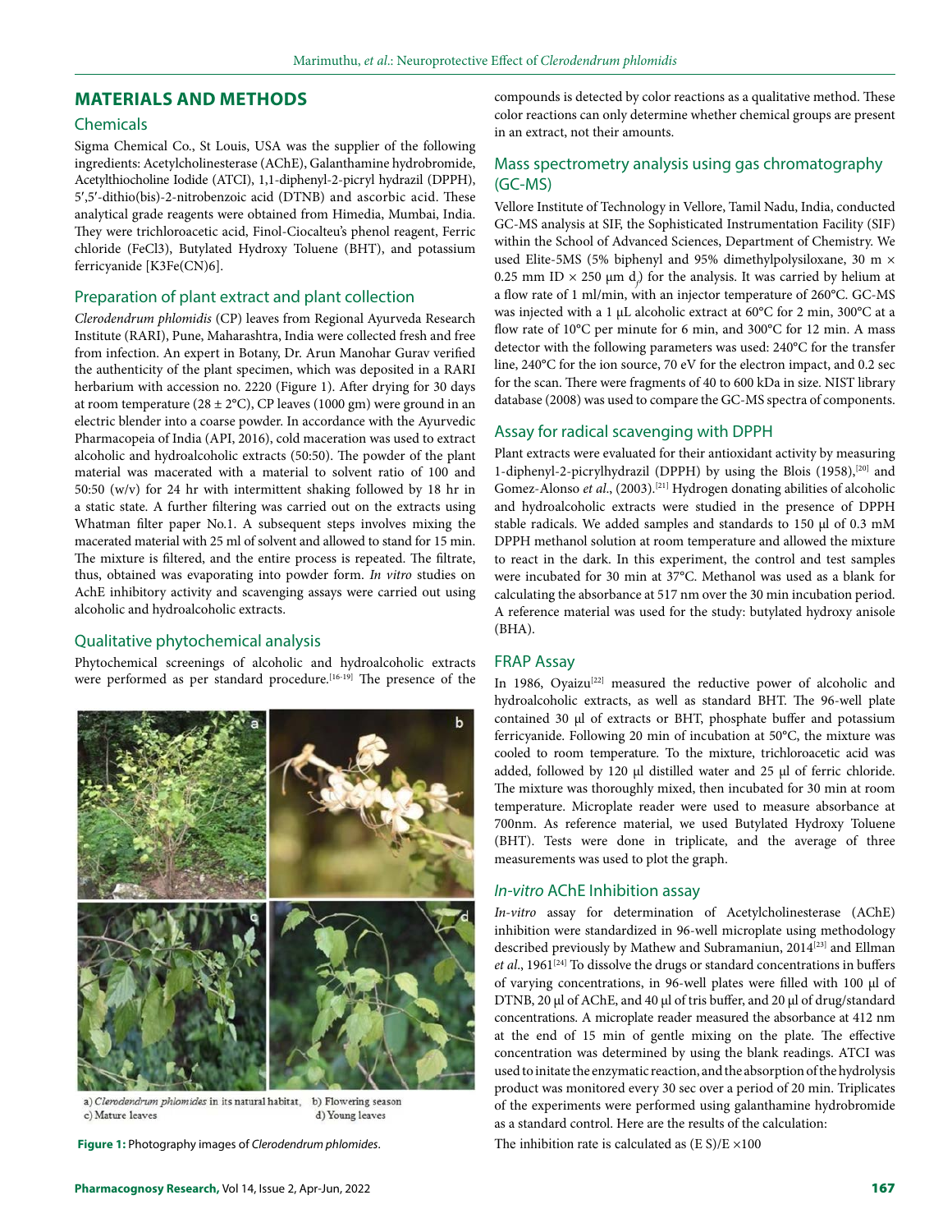## MATERIALS AND METHODS

### Chemicals

Sigma Chemical Co., St Louis, USA was the supplier of the following ingredients: Acetylcholinesterase (AChE), Galanthamine hydrobromide, Acetylthiocholine Iodide (ATCI), 1,1-diphenyl-2-picryl hydrazil (DPPH), 5′,5′-dithio(bis)-2-nitrobenzoic acid (DTNB) and ascorbic acid. These analytical grade reagents were obtained from Himedia, Mumbai, India. They were trichloroacetic acid, Finol-Ciocalteu's phenol reagent, Ferric chloride ($FeCl_3$), Butylated Hydroxy Toluene (BHT), and potassium ferricyanide [$K_3Fe(CN)_6$].

### Preparation of plant extract and plant collection

*Clerodendrum phlomidis* (CP) leaves from Regional Ayurveda Research Institute (RARI), Pune, Maharashtra, India were collected fresh and free from infection. An expert in Botany, Dr. Arun Manohar Gurav verified the authenticity of the plant specimen, which was deposited in a RARI herbarium with accession no. 2220 (Figure 1). After drying for 30 days at room temperature (28 ± 2°C), CP leaves (1000 gm) were ground in an electric blender into a coarse powder. In accordance with the Ayurvedic Pharmacopeia of India (API, 2016), cold maceration was used to extract alcoholic and hydroalcoholic extracts (50:50). The powder of the plant material was macerated with a material to solvent ratio of 100 and 50:50 (w/v) for 24 hr with intermittent shaking followed by 18 hr in a static state. A further filtering was carried out on the extracts using Whatman filter paper No.1. A subsequent steps involves mixing the macerated material with 25 ml of solvent and allowed to stand for 15 min. The mixture is filtered, and the entire process is repeated. The filtrate, thus, obtained was evaporating into powder form. *In vitro* studies on AChE inhibitory activity and scavenging assays were carried out using alcoholic and hydroalcoholic extracts.

### Qualitative phytochemical analysis

Phytochemical screenings of alcoholic and hydroalcoholic extracts were performed as per standard procedure.[16-19] The presence of the compounds is detected by color reactions as a qualitative method. These color reactions can only determine whether chemical groups are present in an extract, not their amounts.

a) *Clerodendrum phlomides* in its natural habitat, b) Flowering season c) Mature leaves d) Young leaves

**Figure 1:** Photography images of *Clerodendrum phlomides*.

### Mass spectrometry analysis using gas chromatography (GC-MS)

Vellore Institute of Technology in Vellore, Tamil Nadu, India, conducted GC-MS analysis at SIF, the Sophisticated Instrumentation Facility (SIF) within the School of Advanced Sciences, Department of Chemistry. We used Elite-5MS (5% biphenyl and 95% dimethylpolysiloxane, 30 m × 0.25 mm ID × 250 μm $d_f$) for the analysis. It was carried by helium at a flow rate of 1 ml/min, with an injector temperature of 260°C. GC-MS was injected with a 1 μL alcoholic extract at 60°C for 2 min, 300°C at a flow rate of 10°C per minute for 6 min, and 300°C for 12 min. A mass detector with the following parameters was used: 240°C for the transfer line, 240°C for the ion source, 70 eV for the electron impact, and 0.2 sec for the scan. There were fragments of 40 to 600 kDa in size. NIST library database (2008) was used to compare the GC-MS spectra of components.

### Assay for radical scavenging with DPPH

Plant extracts were evaluated for their antioxidant activity by measuring 1-diphenyl-2-picrylhydrazil (DPPH) by using the Blois (1958),[20] and Gomez-Alonso *et al*., (2003).[21] Hydrogen donating abilities of alcoholic and hydroalcoholic extracts were studied in the presence of DPPH stable radicals. We added samples and standards to 150 μl of 0.3 mM DPPH methanol solution at room temperature and allowed the mixture to react in the dark. In this experiment, the control and test samples were incubated for 30 min at 37°C. Methanol was used as a blank for calculating the absorbance at 517 nm over the 30 min incubation period. A reference material was used for the study: butylated hydroxy anisole (BHA).

### FRAP Assay

In 1986, Oyaizu[22] measured the reductive power of alcoholic and hydroalcoholic extracts, as well as standard BHT. The 96-well plate contained 30 μl of extracts or BHT, phosphate buffer and potassium ferricyanide. Following 20 min of incubation at 50°C, the mixture was cooled to room temperature. To the mixture, trichloroacetic acid was added, followed by 120 μl distilled water and 25 μl of ferric chloride. The mixture was thoroughly mixed, then incubated for 30 min at room temperature. Microplate reader were used to measure absorbance at 700nm. As reference material, we used Butylated Hydroxy Toluene (BHT). Tests were done in triplicate, and the average of three measurements was used to plot the graph.

### *In-vitro* AChE Inhibition assay

*In-vitro* assay for determination of Acetylcholinesterase (AChE) inhibition were standardized in 96-well microplate using methodology described previously by Mathew and Subramaniun, 2014[23] and Ellman *et al*., 1961[24] To dissolve the drugs or standard concentrations in buffers of varying concentrations, in 96-well plates were filled with 100 μl of DTNB, 20 μl of AChE, and 40 μl of tris buffer, and 20 μl of drug/standard concentrations. A microplate reader measured the absorbance at 412 nm at the end of 15 min of gentle mixing on the plate. The effective concentration was determined by using the blank readings. ATCI was used to initate the enzymatic reaction, and the absorption of the hydrolysis product was monitored every 30 sec over a period of 20 min. Triplicates of the experiments were performed using galanthamine hydrobromide as a standard control. Here are the results of the calculation:

The inhibition rate is calculated as (E S)/E ×100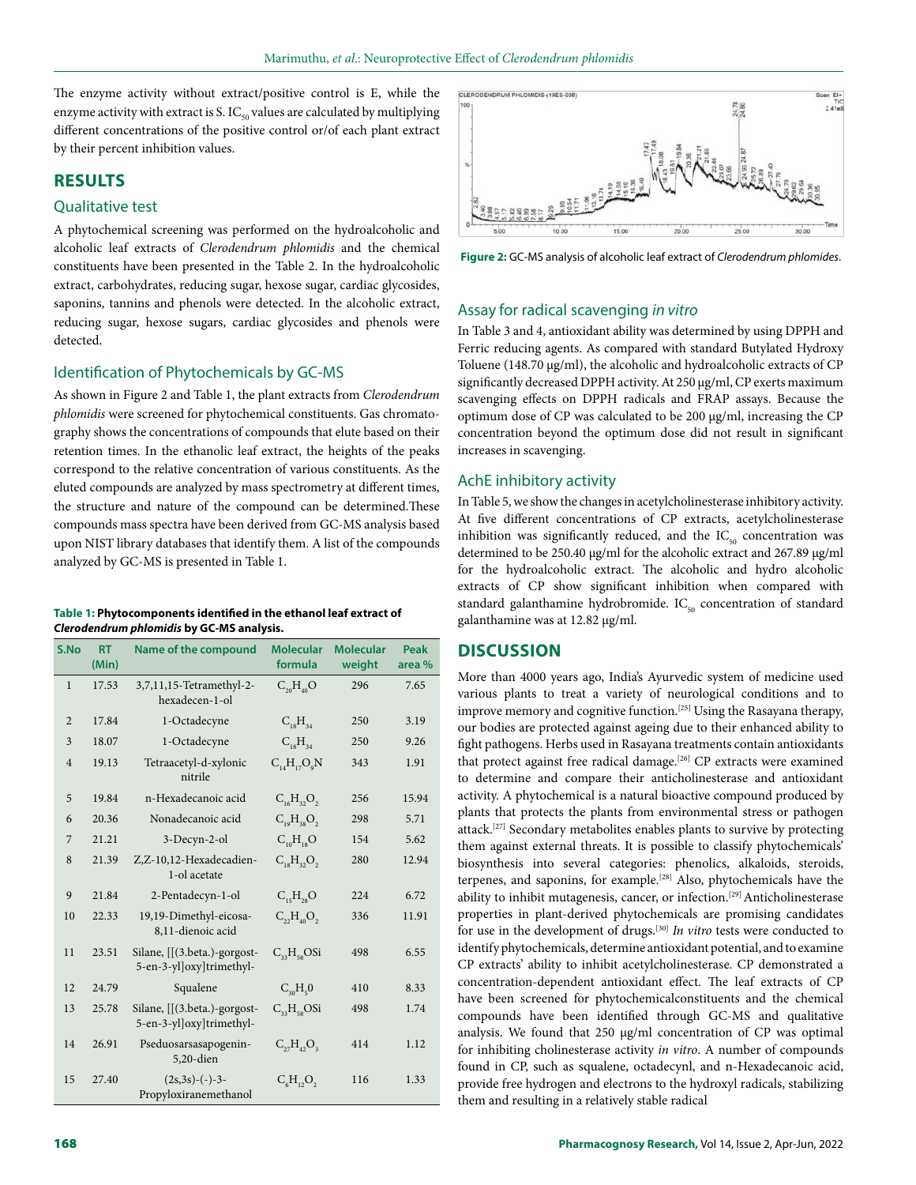The enzyme activity without extract/positive control is E, while the enzyme activity with extract is S. $IC_{50}$ values are calculated by multiplying different concentrations of the positive control or/of each plant extract by their percent inhibition values.

## RESULTS

### Qualitative test

A phytochemical screening was performed on the hydroalcoholic and alcoholic leaf extracts of *Clerodendrum phlomidis* and the chemical constituents have been presented in the Table 2. In the hydroalcoholic extract, carbohydrates, reducing sugar, hexose sugar, cardiac glycosides, saponins, tannins and phenols were detected. In the alcoholic extract, reducing sugar, hexose sugars, cardiac glycosides and phenols were detected.

### Identification of Phytochemicals by GC-MS

As shown in Figure 2 and Table 1, the plant extracts from *Clerodendrum phlomidis* were screened for phytochemical constituents. Gas chromatography shows the concentrations of compounds that elute based on their retention times. In the ethanolic leaf extract, the heights of the peaks correspond to the relative concentration of various constituents. As the eluted compounds are analyzed by mass spectrometry at different times, the structure and nature of the compound can be determined.These compounds mass spectra have been derived from GC-MS analysis based upon NIST library databases that identify them. A list of the compounds analyzed by GC-MS is presented in Table 1.

**Table 1: Phytocomponents identified in the ethanol leaf extract of *Clerodendrum phlomidis* by GC-MS analysis.**

| S.No | RT (Min) | Name of the compound | Molecular formula | Molecular weight | Peak area % |
|---|---|---|---|---|---|
| 1 | 17.53 | 3,7,11,15-Tetramethyl-2-hexadecen-1-ol | $C_{20}H_{40}O$ | 296 | 7.65 |
| 2 | 17.84 | 1-Octadecyne | $C_{18}H_{34}$ | 250 | 3.19 |
| 3 | 18.07 | 1-Octadecyne | $C_{18}H_{34}$ | 250 | 9.26 |
| 4 | 19.13 | Tetraacetyl-d-xylonic nitrile | $C_{14}H_{17}O_9N$ | 343 | 1.91 |
| 5 | 19.84 | n-Hexadecanoic acid | $C_{16}H_{32}O_2$ | 256 | 15.94 |
| 6 | 20.36 | Nonadecanoic acid | $C_{19}H_{38}O_2$ | 298 | 5.71 |
| 7 | 21.21 | 3-Decyn-2-ol | $C_{10}H_{18}O$ | 154 | 5.62 |
| 8 | 21.39 | Z,Z-10,12-Hexadecadien-1-ol acetate | $C_{18}H_{32}O_2$ | 280 | 12.94 |
| 9 | 21.84 | 2-Pentadecyn-1-ol | $C_{15}H_{28}O$ | 224 | 6.72 |
| 10 | 22.33 | 19,19-Dimethyl-eicosa-8,11-dienoic acid | $C_{22}H_{40}O_2$ | 336 | 11.91 |
| 11 | 23.51 | Silane, [[(3.beta.)-gorgost-5-en-3-yl]oxy]trimethyl- | $C_{33}H_{58}OSi$ | 498 | 6.55 |
| 12 | 24.79 | Squalene | $C_{30}H_50$ | 410 | 8.33 |
| 13 | 25.78 | Silane, [[(3.beta.)-gorgost-5-en-3-yl]oxy]trimethyl- | $C_{33}H_{58}OSi$ | 498 | 1.74 |
| 14 | 26.91 | Pseduosarsasapogenin-5,20-dien | $C_{27}H_{42}O_3$ | 414 | 1.12 |
| 15 | 27.40 | (2s,3s)-(-)-3-Propyloxiranemethanol | $C_6H_{12}O_2$ | 116 | 1.33 |

**Figure 2:** GC-MS analysis of alcoholic leaf extract of *Clerodendrum phlomides*.

### Assay for radical scavenging *in vitro*

In Table 3 and 4, antioxidant ability was determined by using DPPH and Ferric reducing agents. As compared with standard Butylated Hydroxy Toluene (148.70 μg/ml), the alcoholic and hydroalcoholic extracts of CP significantly decreased DPPH activity. At 250 μg/ml, CP exerts maximum scavenging effects on DPPH radicals and FRAP assays. Because the optimum dose of CP was calculated to be 200 μg/ml, increasing the CP concentration beyond the optimum dose did not result in significant increases in scavenging.

### AchE inhibitory activity

In Table 5, we show the changes in acetylcholinesterase inhibitory activity. At five different concentrations of CP extracts, acetylcholinesterase inhibition was significantly reduced, and the $IC_{50}$ concentration was determined to be 250.40 μg/ml for the alcoholic extract and 267.89 μg/ml for the hydroalcoholic extract. The alcoholic and hydro alcoholic extracts of CP show significant inhibition when compared with standard galanthamine hydrobromide. $IC_{50}$ concentration of standard galanthamine was at 12.82 μg/ml.

## DISCUSSION

More than 4000 years ago, India's Ayurvedic system of medicine used various plants to treat a variety of neurological conditions and to improve memory and cognitive function.[25] Using the Rasayana therapy, our bodies are protected against ageing due to their enhanced ability to fight pathogens. Herbs used in Rasayana treatments contain antioxidants that protect against free radical damage.[26] CP extracts were examined to determine and compare their anticholinesterase and antioxidant activity. A phytochemical is a natural bioactive compound produced by plants that protects the plants from environmental stress or pathogen attack.[27] Secondary metabolites enables plants to survive by protecting them against external threats. It is possible to classify phytochemicals' biosynthesis into several categories: phenolics, alkaloids, steroids, terpenes, and saponins, for example.[28] Also, phytochemicals have the ability to inhibit mutagenesis, cancer, or infection.[29] Anticholinesterase properties in plant-derived phytochemicals are promising candidates for use in the development of drugs.[30] *In vitro* tests were conducted to identify phytochemicals, determine antioxidant potential, and to examine CP extracts' ability to inhibit acetylcholinesterase. CP demonstrated a concentration-dependent antioxidant effect. The leaf extracts of CP have been screened for phytochemicalconstituents and the chemical compounds have been identified through GC-MS and qualitative analysis. We found that 250 μg/ml concentration of CP was optimal for inhibiting cholinesterase activity *in vitro*. A number of compounds found in CP, such as squalene, octadecynl, and n-Hexadecanoic acid, provide free hydrogen and electrons to the hydroxyl radicals, stabilizing them and resulting in a relatively stable radical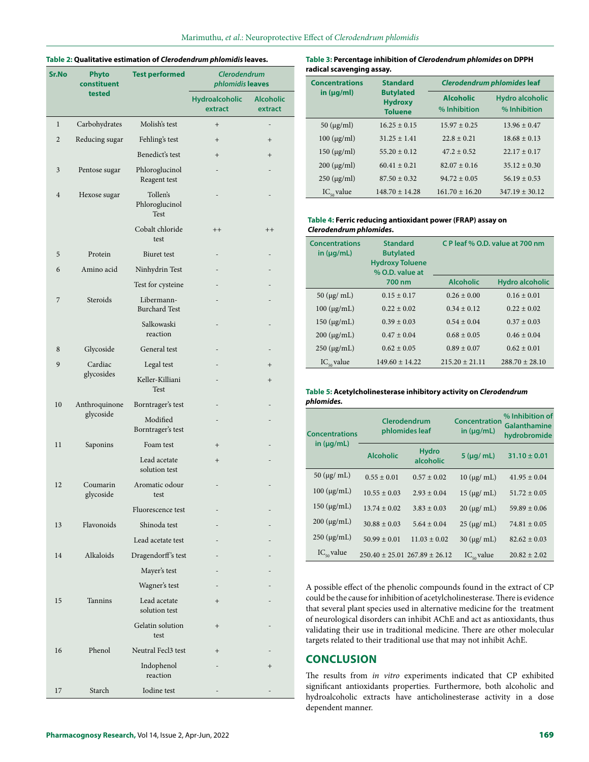**Table 2: Qualitative estimation of *Clerodendrum phlomidis* leaves.**

| Sr.No | Phyto constituent tested | Test performed | *Clerodendrum phlomidis* leaves | |
|---|---|---|---|---|
| | | | Hydroalcoholic extract | Alcoholic extract |
| 1 | Carbohydrates | Molish's test | + | - |
| 2 | Reducing sugar | Fehling's test | + | + |
| | | Benedict's test | + | + |
| 3 | Pentose sugar | Phloroglucinol Reagent test | - | - |
| 4 | Hexose sugar | Tollen's Phloroglucinol Test | - | - |
| | | Cobalt chloride test | ++ | ++ |
| 5 | Protein | Biuret test | - | - |
| 6 | Amino acid | Ninhydrin Test | - | - |
| | | Test for cysteine | - | - |
| 7 | Steroids | Libermann-Burchard Test | - | - |
| | | Salkowaski reaction | - | - |
| 8 | Glycoside | General test | - | - |
| 9 | Cardiac glycosides | Legal test | - | + |
| | | Keller-Killiani Test | - | + |
| 10 | Anthroquinone glycoside | Borntrager's test | - | - |
| | | Modified Borntrager's test | - | - |
| 11 | Saponins | Foam test | + | - |
| | | Lead acetate solution test | + | - |
| 12 | Coumarin glycoside | Aromatic odour test | - | - |
| | | Fluorescence test | - | - |
| 13 | Flavonoids | Shinoda test | - | - |
| | | Lead acetate test | - | - |
| 14 | Alkaloids | Dragendorff's test | - | - |
| | | Mayer's test | - | - |
| | | Wagner's test | - | - |
| 15 | Tannins | Lead acetate solution test | + | - |
| | | Gelatin solution test | + | - |
| 16 | Phenol | Neutral Fecl3 test | + | - |
| | | Indophenol reaction | - | + |
| 17 | Starch | Iodine test | - | - |

**Table 3: Percentage inhibition of *Clerodendrum phlomides* on DPPH radical scavenging assay.**

| Concentrations in (μg/ml) | Standard Butylated Hydroxy Toluene | *Clerodendrum phlomides* leaf | |
|---|---|---|---|
| | | Alcoholic % Inhibition | Hydro alcoholic % Inhibition |
| 50 (μg/ml) | 16.25 ± 0.15 | 15.97 ± 0.25 | 13.96 ± 0.47 |
| 100 (μg/ml) | 31.25 ± 1.41 | 22.8 ± 0.21 | 18.68 ± 0.13 |
| 150 (μg/ml) | 55.20 ± 0.12 | 47.2 ± 0.52 | 22.17 ± 0.17 |
| 200 (μg/ml) | 60.41 ± 0.21 | 82.07 ± 0.16 | 35.12 ± 0.30 |
| 250 (μg/ml) | 87.50 ± 0.32 | 94.72 ± 0.05 | 56.19 ± 0.53 |
| $IC_{50}$ value | 148.70 ± 14.28 | 161.70 ± 16.20 | 347.19 ± 30.12 |

**Table 4: Ferric reducing antioxidant power (FRAP) assay on *Clerodendrum phlomides*.**

| Concentrations in (μg/mL) | Standard Butylated Hydroxy Toluene % O.D. value at 700 nm | C P leaf % O.D. value at 700 nm | |
|---|---|---|---|
| | | Alcoholic | Hydro alcoholic |
| 50 (μg/ mL) | 0.15 ± 0.17 | 0.26 ± 0.00 | 0.16 ± 0.01 |
| 100 (μg/mL) | 0.22 ± 0.02 | 0.34 ± 0.12 | 0.22 ± 0.02 |
| 150 (μg/mL) | 0.39 ± 0.03 | 0.54 ± 0.04 | 0.37 ± 0.03 |
| 200 (μg/mL) | 0.47 ± 0.04 | 0.68 ± 0.05 | 0.46 ± 0.04 |
| 250 (μg/mL) | 0.62 ± 0.05 | 0.89 ± 0.07 | 0.62 ± 0.01 |
| $IC_{50}$ value | 149.60 ± 14.22 | 215.20 ± 21.11 | 288.70 ± 28.10 |

**Table 5: Acetylcholinesterase inhibitory activity on *Clerodendrum phlomides*.**

| Concentrations in (μg/mL) | Clerodendrum phlomides leaf | | Concentration in (μg/mL) | % Inhibition of Galanthamine hydrobromide |
|---|---|---|---|---|
| | Alcoholic | Hydro alcoholic | 5 (μg/ mL) | 31.10 ± 0.01 |
| 50 (μg/ mL) | 0.55 ± 0.01 | 0.57 ± 0.02 | 10 (μg/ mL) | 41.95 ± 0.04 |
| 100 (μg/mL) | 10.55 ± 0.03 | 2.93 ± 0.04 | 15 (μg/ mL) | 51.72 ± 0.05 |
| 150 (μg/mL) | 13.74 ± 0.02 | 3.83 ± 0.03 | 20 (μg/ mL) | 59.89 ± 0.06 |
| 200 (μg/mL) | 30.88 ± 0.03 | 5.64 ± 0.04 | 25 (μg/ mL) | 74.81 ± 0.05 |
| 250 (μg/mL) | 50.99 ± 0.01 | 11.03 ± 0.02 | 30 (μg/ mL) | 82.62 ± 0.03 |
| $IC_{50}$ value | 250.40 ± 25.01 | 267.89 ± 26.12 | $IC_{50}$ value | 20.82 ± 2.02 |

A possible effect of the phenolic compounds found in the extract of CP could be the cause for inhibition of acetylcholinesterase. There is evidence that several plant species used in alternative medicine for the treatment of neurological disorders can inhibit AChE and act as antioxidants, thus validating their use in traditional medicine. There are other molecular targets related to their traditional use that may not inhibit AchE.

## CONCLUSION

The results from *in vitro* experiments indicated that CP exhibited significant antioxidants properties. Furthermore, both alcoholic and hydroalcoholic extracts have anticholinesterase activity in a dose dependent manner.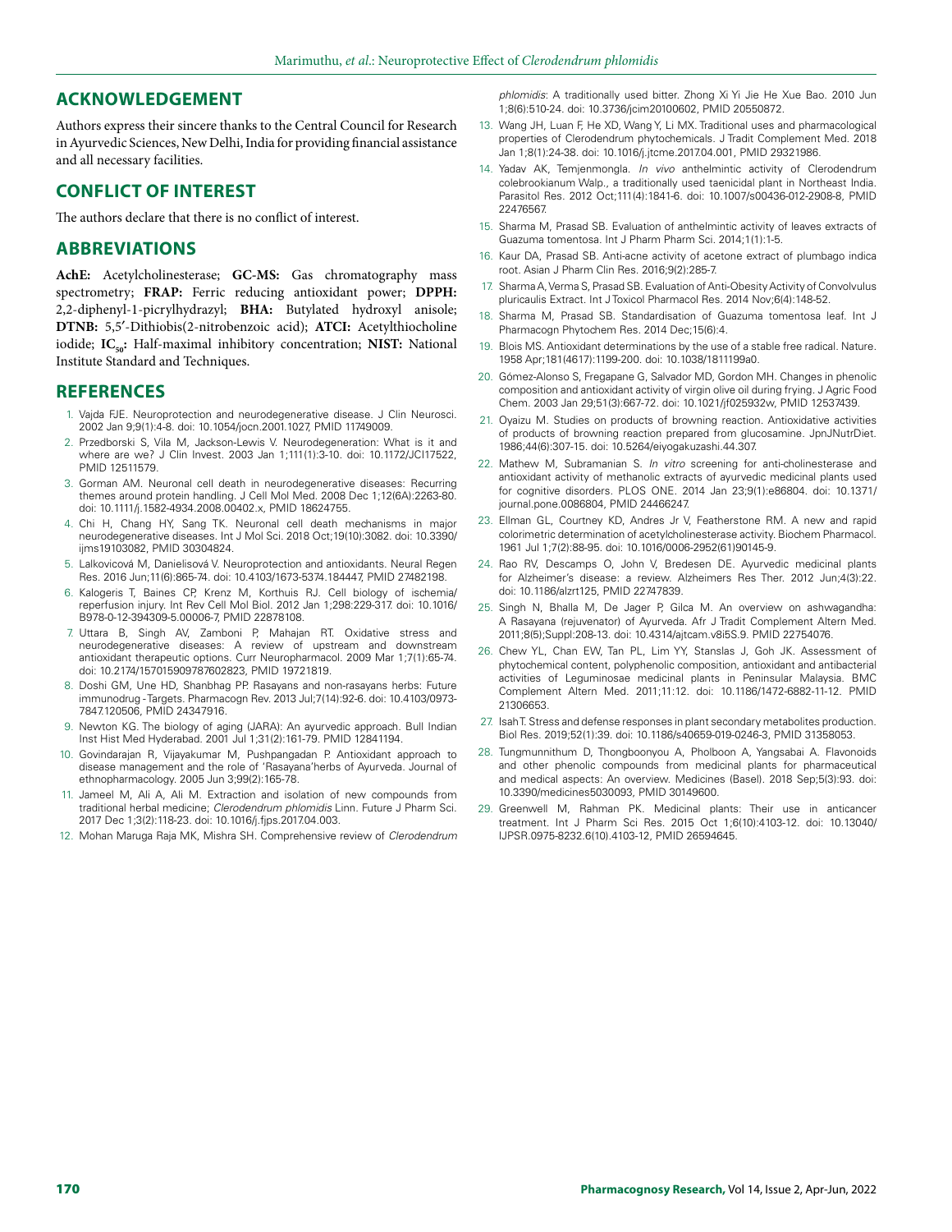## ACKNOWLEDGEMENT

Authors express their sincere thanks to the Central Council for Research in Ayurvedic Sciences, New Delhi, India for providing financial assistance and all necessary facilities.

## CONFLICT OF INTEREST

The authors declare that there is no conflict of interest.

## ABBREVIATIONS

**AchE:** Acetylcholinesterase; **GC-MS:** Gas chromatography mass spectrometry; **FRAP:** Ferric reducing antioxidant power; **DPPH:** 2,2-diphenyl-1-picrylhydrazyl; **BHA:** Butylated hydroxyl anisole; **DTNB:** 5,5′-Dithiobis(2-nitrobenzoic acid); **ATCI:** Acetylthiocholine iodide; **$IC_{50}$:** Half-maximal inhibitory concentration; **NIST:** National Institute Standard and Techniques.

## REFERENCES

1. Vajda FJE. Neuroprotection and neurodegenerative disease. J Clin Neurosci. 2002 Jan 9;9(1):4-8. doi: 10.1054/jocn.2001.1027, PMID 11749009.
2. Przedborski S, Vila M, Jackson-Lewis V. Neurodegeneration: What is it and where are we? J Clin Invest. 2003 Jan 1;111(1):3-10. doi: 10.1172/JCI17522, PMID 12511579.
3. Gorman AM. Neuronal cell death in neurodegenerative diseases: Recurring themes around protein handling. J Cell Mol Med. 2008 Dec 1;12(6A):2263-80. doi: 10.1111/j.1582-4934.2008.00402.x, PMID 18624755.
4. Chi H, Chang HY, Sang TK. Neuronal cell death mechanisms in major neurodegenerative diseases. Int J Mol Sci. 2018 Oct;19(10):3082. doi: 10.3390/ijms19103082, PMID 30304824.
5. Lalkovicová M, Danielisová V. Neuroprotection and antioxidants. Neural Regen Res. 2016 Jun;11(6):865-74. doi: 10.4103/1673-5374.184447, PMID 27482198.
6. Kalogeris T, Baines CP, Krenz M, Korthuis RJ. Cell biology of ischemia/reperfusion injury. Int Rev Cell Mol Biol. 2012 Jan 1;298:229-317. doi: 10.1016/B978-0-12-394309-5.00006-7, PMID 22878108.
7. Uttara B, Singh AV, Zamboni P, Mahajan RT. Oxidative stress and neurodegenerative diseases: A review of upstream and downstream antioxidant therapeutic options. Curr Neuropharmacol. 2009 Mar 1;7(1):65-74. doi: 10.2174/157015909787602823, PMID 19721819.
8. Doshi GM, Une HD, Shanbhag PP. Rasayans and non-rasayans herbs: Future immunodrug -Targets. Pharmacogn Rev. 2013 Jul;7(14):92-6. doi: 10.4103/0973-7847.120506, PMID 24347916.
9. Newton KG. The biology of aging (JARA): An ayurvedic approach. Bull Indian Inst Hist Med Hyderabad. 2001 Jul 1;31(2):161-79. PMID 12841194.
10. Govindarajan R, Vijayakumar M, Pushpangadan P. Antioxidant approach to disease management and the role of 'Rasayana'herbs of Ayurveda. Journal of ethnopharmacology. 2005 Jun 3;99(2):165-78.
11. Jameel M, Ali A, Ali M. Extraction and isolation of new compounds from traditional herbal medicine; *Clerodendrum phlomidis* Linn. Future J Pharm Sci. 2017 Dec 1;3(2):118-23. doi: 10.1016/j.fjps.2017.04.003.
12. Mohan Maruga Raja MK, Mishra SH. Comprehensive review of *Clerodendrum phlomidis*: A traditionally used bitter. Zhong Xi Yi Jie He Xue Bao. 2010 Jun 1;8(6):510-24. doi: 10.3736/jcim20100602, PMID 20550872.
13. Wang JH, Luan F, He XD, Wang Y, Li MX. Traditional uses and pharmacological properties of Clerodendrum phytochemicals. J Tradit Complement Med. 2018 Jan 1;8(1):24-38. doi: 10.1016/j.jtcme.2017.04.001, PMID 29321986.
14. Yadav AK, Temjenmongla. *In vivo* anthelmintic activity of Clerodendrum colebrookianum Walp., a traditionally used taenicidal plant in Northeast India. Parasitol Res. 2012 Oct;111(4):1841-6. doi: 10.1007/s00436-012-2908-8, PMID 22476567.
15. Sharma M, Prasad SB. Evaluation of anthelmintic activity of leaves extracts of Guazuma tomentosa. Int J Pharm Pharm Sci. 2014;1(1):1-5.
16. Kaur DA, Prasad SB. Anti-acne activity of acetone extract of plumbago indica root. Asian J Pharm Clin Res. 2016;9(2):285-7.
17. Sharma A, Verma S, Prasad SB. Evaluation of Anti-Obesity Activity of Convolvulus pluricaulis Extract. Int J Toxicol Pharmacol Res. 2014 Nov;6(4):148-52.
18. Sharma M, Prasad SB. Standardisation of Guazuma tomentosa leaf. Int J Pharmacogn Phytochem Res. 2014 Dec;15(6):4.
19. Blois MS. Antioxidant determinations by the use of a stable free radical. Nature. 1958 Apr;181(4617):1199-200. doi: 10.1038/1811199a0.
20. Gómez-Alonso S, Fregapane G, Salvador MD, Gordon MH. Changes in phenolic composition and antioxidant activity of virgin olive oil during frying. J Agric Food Chem. 2003 Jan 29;51(3):667-72. doi: 10.1021/jf025932w, PMID 12537439.
21. Oyaizu M. Studies on products of browning reaction. Antioxidative activities of products of browning reaction prepared from glucosamine. JpnJNutrDiet. 1986;44(6):307-15. doi: 10.5264/eiyogakuzashi.44.307.
22. Mathew M, Subramanian S. *In vitro* screening for anti-cholinesterase and antioxidant activity of methanolic extracts of ayurvedic medicinal plants used for cognitive disorders. PLOS ONE. 2014 Jan 23;9(1):e86804. doi: 10.1371/journal.pone.0086804, PMID 24466247.
23. Ellman GL, Courtney KD, Andres Jr V, Featherstone RM. A new and rapid colorimetric determination of acetylcholinesterase activity. Biochem Pharmacol. 1961 Jul 1;7(2):88-95. doi: 10.1016/0006-2952(61)90145-9.
24. Rao RV, Descamps O, John V, Bredesen DE. Ayurvedic medicinal plants for Alzheimer's disease: a review. Alzheimers Res Ther. 2012 Jun;4(3):22. doi: 10.1186/alzrt125, PMID 22747839.
25. Singh N, Bhalla M, De Jager P, Gilca M. An overview on ashwagandha: A Rasayana (rejuvenator) of Ayurveda. Afr J Tradit Complement Altern Med. 2011;8(5);Suppl:208-13. doi: 10.4314/ajtcam.v8i5S.9. PMID 22754076.
26. Chew YL, Chan EW, Tan PL, Lim YY, Stanslas J, Goh JK. Assessment of phytochemical content, polyphenolic composition, antioxidant and antibacterial activities of Leguminosae medicinal plants in Peninsular Malaysia. BMC Complement Altern Med. 2011;11:12. doi: 10.1186/1472-6882-11-12. PMID 21306653.
27. Isah T. Stress and defense responses in plant secondary metabolites production. Biol Res. 2019;52(1):39. doi: 10.1186/s40659-019-0246-3, PMID 31358053.
28. Tungmunnithum D, Thongboonyou A, Pholboon A, Yangsabai A. Flavonoids and other phenolic compounds from medicinal plants for pharmaceutical and medical aspects: An overview. Medicines (Basel). 2018 Sep;5(3):93. doi: 10.3390/medicines5030093, PMID 30149600.
29. Greenwell M, Rahman PK. Medicinal plants: Their use in anticancer treatment. Int J Pharm Sci Res. 2015 Oct 1;6(10):4103-12. doi: 10.13040/IJPSR.0975-8232.6(10).4103-12, PMID 26594645.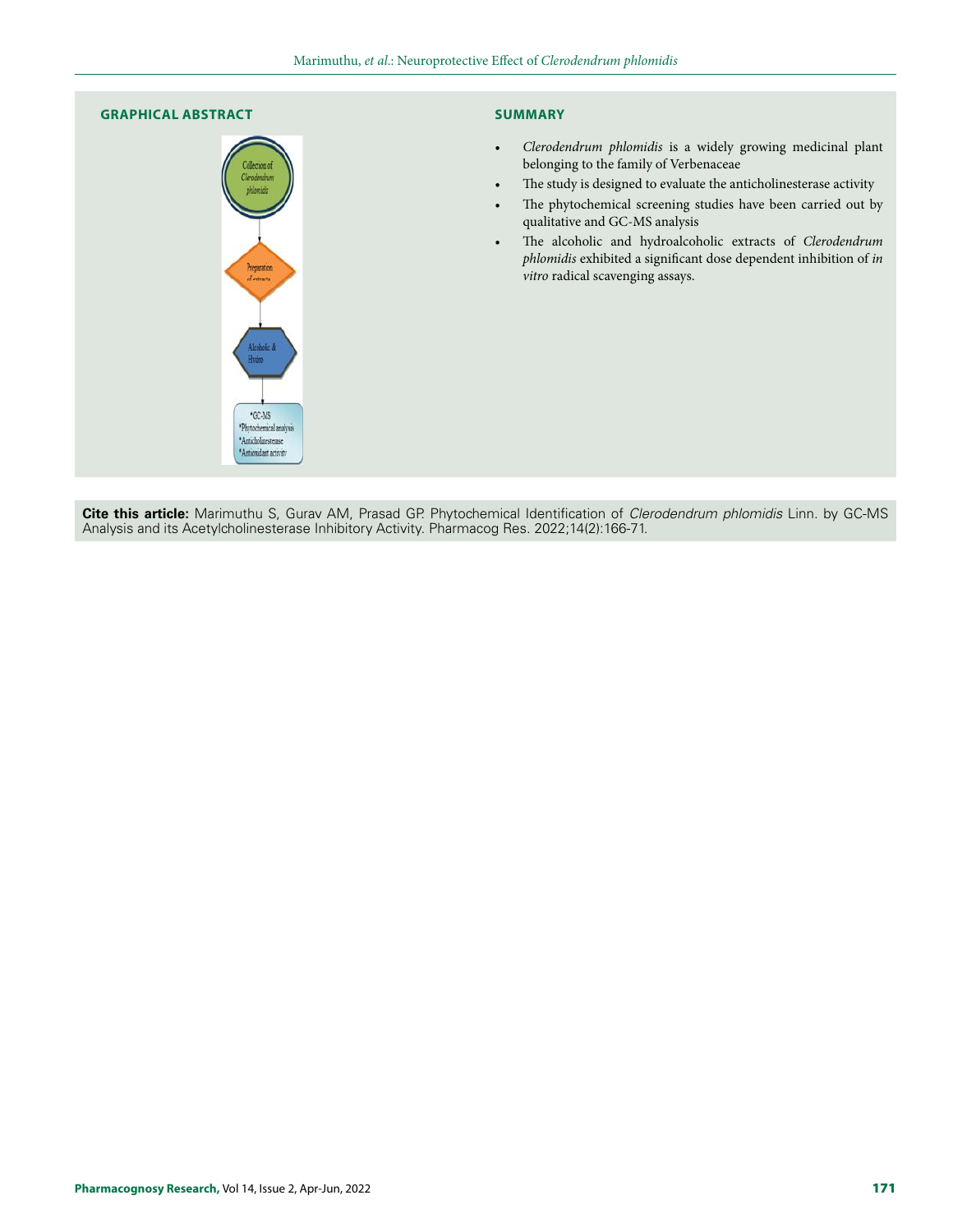## GRAPHICAL ABSTRACT

Collection of *Clerodendrum phlomidis*

Preparation of extracts

Alcoholic & Hydro

*GC-MS
*Phytochemical analysis
*Anticholinesterase
*Antioxidant activity

## SUMMARY

- *Clerodendrum phlomidis* is a widely growing medicinal plant belonging to the family of Verbenaceae
- The study is designed to evaluate the anticholinesterase activity
- The phytochemical screening studies have been carried out by qualitative and GC-MS analysis
- The alcoholic and hydroalcoholic extracts of *Clerodendrum phlomidis* exhibited a significant dose dependent inhibition of *in vitro* radical scavenging assays.

**Cite this article:** Marimuthu S, Gurav AM, Prasad GP. Phytochemical Identification of *Clerodendrum phlomidis* Linn. by GC-MS Analysis and its Acetylcholinesterase Inhibitory Activity. Pharmacog Res. 2022;14(2):166-71.